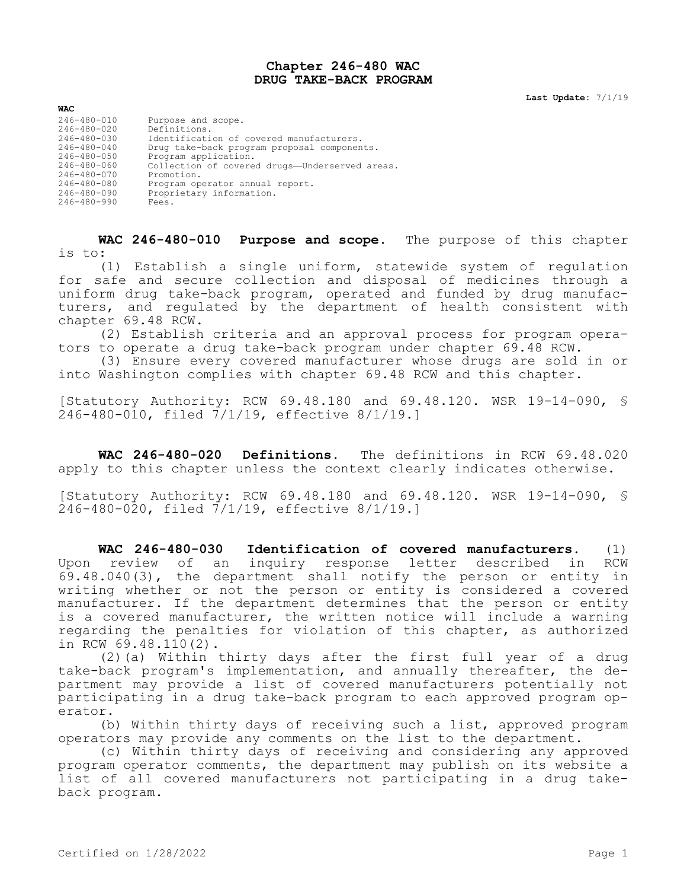# Chapter 246-480 WAC
# DRUG TAKE-BACK PROGRAM

**Last Update:** 7/1/19

| WAC | |
|---|---|
| 246-480-010 | Purpose and scope. |
| 246-480-020 | Definitions. |
| 246-480-030 | Identification of covered manufacturers. |
| 246-480-040 | Drug take-back program proposal components. |
| 246-480-050 | Program application. |
| 246-480-060 | Collection of covered drugs—Underserved areas. |
| 246-480-070 | Promotion. |
| 246-480-080 | Program operator annual report. |
| 246-480-090 | Proprietary information. |
| 246-480-990 | Fees. |

**WAC 246-480-010 Purpose and scope.** The purpose of this chapter is to:

(1) Establish a single uniform, statewide system of regulation for safe and secure collection and disposal of medicines through a uniform drug take-back program, operated and funded by drug manufacturers, and regulated by the department of health consistent with chapter 69.48 RCW.

(2) Establish criteria and an approval process for program operators to operate a drug take-back program under chapter 69.48 RCW.

(3) Ensure every covered manufacturer whose drugs are sold in or into Washington complies with chapter 69.48 RCW and this chapter.

[Statutory Authority: RCW 69.48.180 and 69.48.120. WSR 19-14-090, § 246-480-010, filed 7/1/19, effective 8/1/19.]

**WAC 246-480-020 Definitions.** The definitions in RCW 69.48.020 apply to this chapter unless the context clearly indicates otherwise.

[Statutory Authority: RCW 69.48.180 and 69.48.120. WSR 19-14-090, § 246-480-020, filed 7/1/19, effective 8/1/19.]

**WAC 246-480-030 Identification of covered manufacturers.** (1) Upon review of an inquiry response letter described in RCW 69.48.040(3), the department shall notify the person or entity in writing whether or not the person or entity is considered a covered manufacturer. If the department determines that the person or entity is a covered manufacturer, the written notice will include a warning regarding the penalties for violation of this chapter, as authorized in RCW 69.48.110(2).

(2)(a) Within thirty days after the first full year of a drug take-back program's implementation, and annually thereafter, the department may provide a list of covered manufacturers potentially not participating in a drug take-back program to each approved program operator.

(b) Within thirty days of receiving such a list, approved program operators may provide any comments on the list to the department.

(c) Within thirty days of receiving and considering any approved program operator comments, the department may publish on its website a list of all covered manufacturers not participating in a drug take-back program.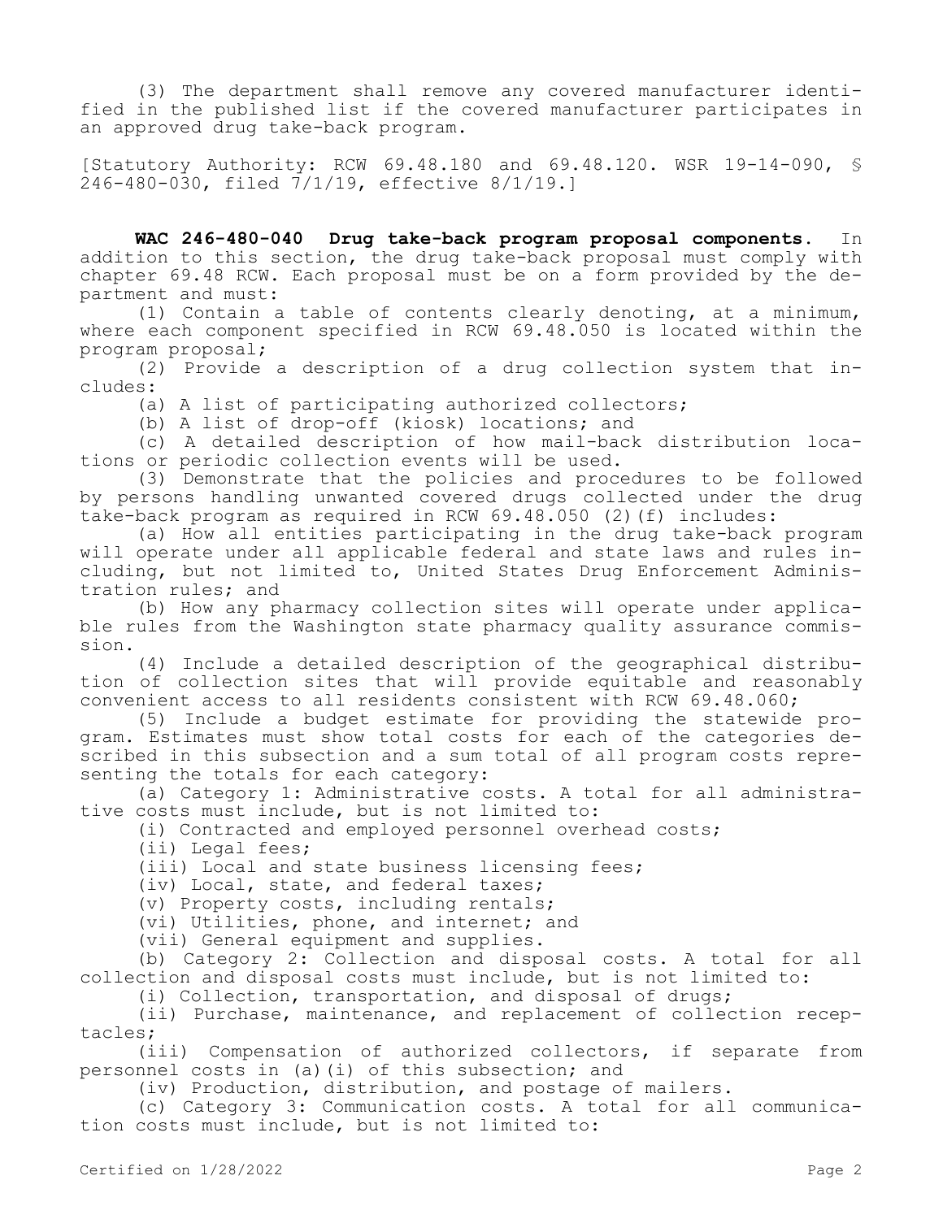(3) The department shall remove any covered manufacturer identified in the published list if the covered manufacturer participates in an approved drug take-back program.

[Statutory Authority: RCW 69.48.180 and 69.48.120. WSR 19-14-090, § 246-480-030, filed 7/1/19, effective 8/1/19.]

**WAC 246-480-040 Drug take-back program proposal components.** In addition to this section, the drug take-back proposal must comply with chapter 69.48 RCW. Each proposal must be on a form provided by the department and must:

(1) Contain a table of contents clearly denoting, at a minimum, where each component specified in RCW 69.48.050 is located within the program proposal;

(2) Provide a description of a drug collection system that includes:

(a) A list of participating authorized collectors;

(b) A list of drop-off (kiosk) locations; and

(c) A detailed description of how mail-back distribution locations or periodic collection events will be used.

(3) Demonstrate that the policies and procedures to be followed by persons handling unwanted covered drugs collected under the drug take-back program as required in RCW 69.48.050 (2)(f) includes:

(a) How all entities participating in the drug take-back program will operate under all applicable federal and state laws and rules including, but not limited to, United States Drug Enforcement Administration rules; and

(b) How any pharmacy collection sites will operate under applicable rules from the Washington state pharmacy quality assurance commission.

(4) Include a detailed description of the geographical distribution of collection sites that will provide equitable and reasonably convenient access to all residents consistent with RCW 69.48.060;

(5) Include a budget estimate for providing the statewide program. Estimates must show total costs for each of the categories described in this subsection and a sum total of all program costs representing the totals for each category:

(a) Category 1: Administrative costs. A total for all administrative costs must include, but is not limited to:

(i) Contracted and employed personnel overhead costs;

(ii) Legal fees;

(iii) Local and state business licensing fees;

(iv) Local, state, and federal taxes;

(v) Property costs, including rentals;

(vi) Utilities, phone, and internet; and

(vii) General equipment and supplies.

(b) Category 2: Collection and disposal costs. A total for all collection and disposal costs must include, but is not limited to:

(i) Collection, transportation, and disposal of drugs;

(ii) Purchase, maintenance, and replacement of collection receptacles;

(iii) Compensation of authorized collectors, if separate from personnel costs in (a)(i) of this subsection; and

(iv) Production, distribution, and postage of mailers.

(c) Category 3: Communication costs. A total for all communication costs must include, but is not limited to: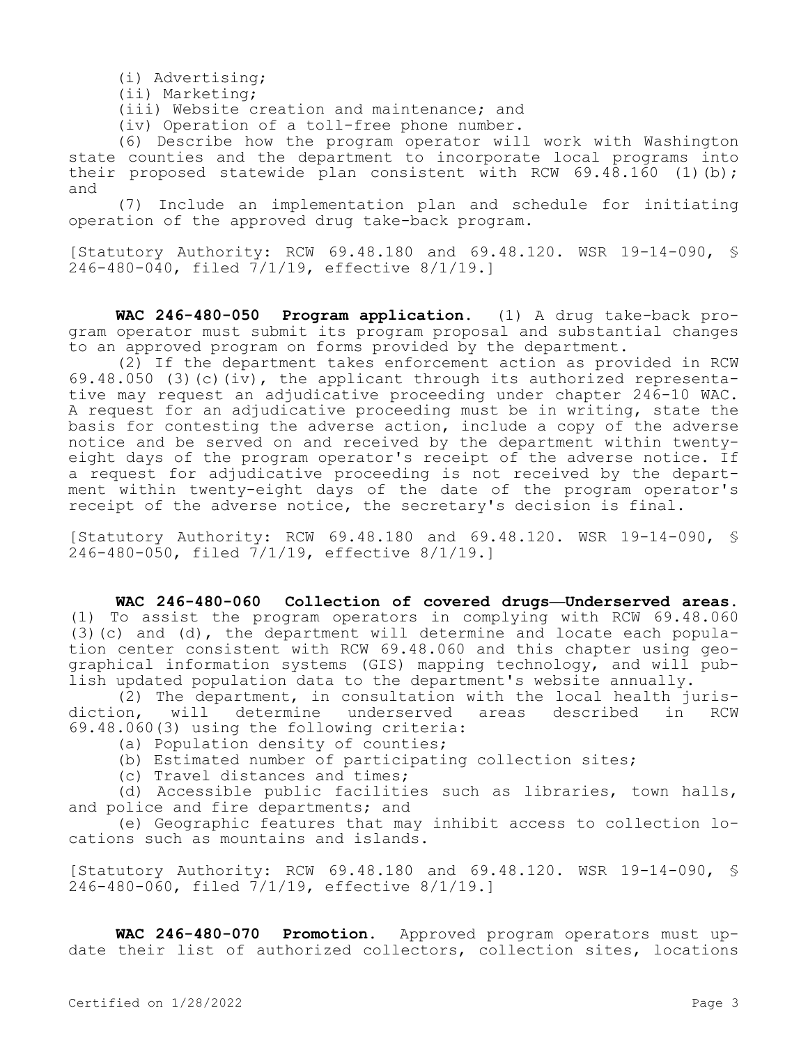(i) Advertising;

(ii) Marketing;

(iii) Website creation and maintenance; and

(iv) Operation of a toll-free phone number.

(6) Describe how the program operator will work with Washington state counties and the department to incorporate local programs into their proposed statewide plan consistent with RCW 69.48.160 (1)(b); and

(7) Include an implementation plan and schedule for initiating operation of the approved drug take-back program.

[Statutory Authority: RCW 69.48.180 and 69.48.120. WSR 19-14-090, § 246-480-040, filed 7/1/19, effective 8/1/19.]

**WAC 246-480-050 Program application.** (1) A drug take-back program operator must submit its program proposal and substantial changes to an approved program on forms provided by the department.

(2) If the department takes enforcement action as provided in RCW 69.48.050 (3)(c)(iv), the applicant through its authorized representative may request an adjudicative proceeding under chapter 246-10 WAC. A request for an adjudicative proceeding must be in writing, state the basis for contesting the adverse action, include a copy of the adverse notice and be served on and received by the department within twenty-eight days of the program operator's receipt of the adverse notice. If a request for adjudicative proceeding is not received by the department within twenty-eight days of the date of the program operator's receipt of the adverse notice, the secretary's decision is final.

[Statutory Authority: RCW 69.48.180 and 69.48.120. WSR 19-14-090, § 246-480-050, filed 7/1/19, effective 8/1/19.]

**WAC 246-480-060 Collection of covered drugs—Underserved areas.** (1) To assist the program operators in complying with RCW 69.48.060 (3)(c) and (d), the department will determine and locate each population center consistent with RCW 69.48.060 and this chapter using geographical information systems (GIS) mapping technology, and will publish updated population data to the department's website annually.

(2) The department, in consultation with the local health jurisdiction, will determine underserved areas described in RCW 69.48.060(3) using the following criteria:

(a) Population density of counties;

(b) Estimated number of participating collection sites;

(c) Travel distances and times;

(d) Accessible public facilities such as libraries, town halls, and police and fire departments; and

(e) Geographic features that may inhibit access to collection locations such as mountains and islands.

[Statutory Authority: RCW 69.48.180 and 69.48.120. WSR 19-14-090, § 246-480-060, filed 7/1/19, effective 8/1/19.]

**WAC 246-480-070 Promotion.** Approved program operators must update their list of authorized collectors, collection sites, locations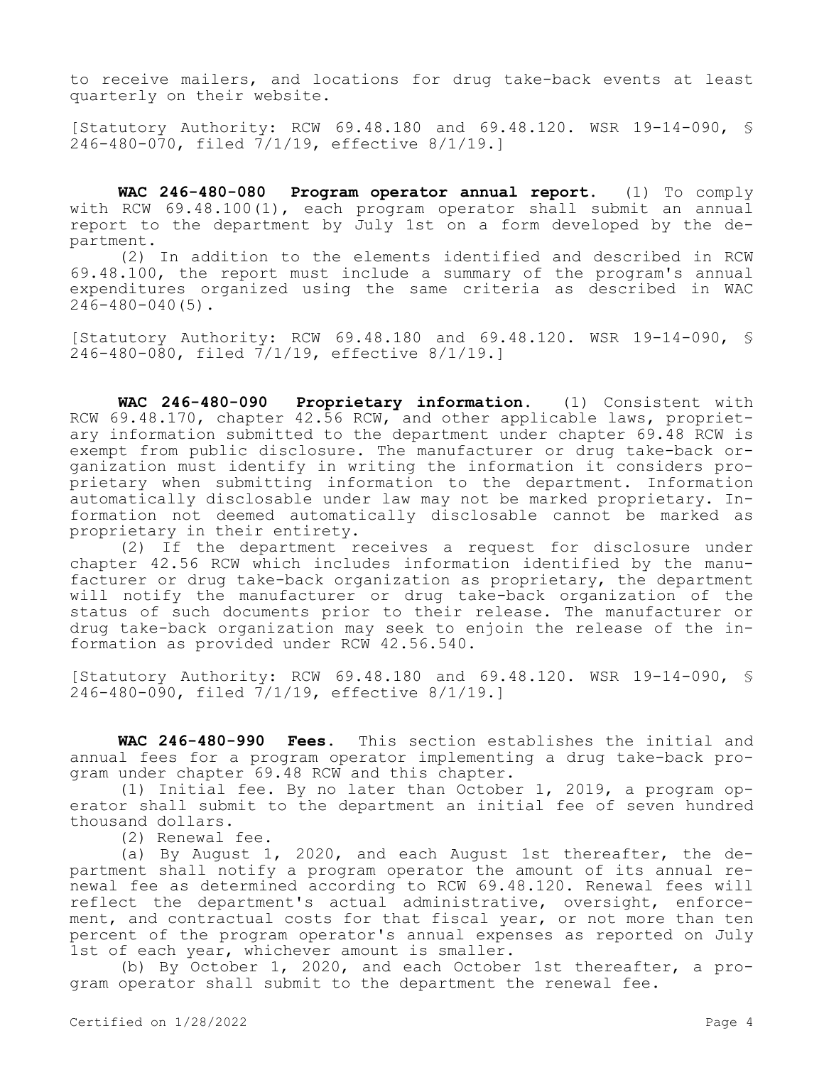to receive mailers, and locations for drug take-back events at least quarterly on their website.

[Statutory Authority: RCW 69.48.180 and 69.48.120. WSR 19-14-090, § 246-480-070, filed 7/1/19, effective 8/1/19.]

**WAC 246-480-080 Program operator annual report.** (1) To comply with RCW 69.48.100(1), each program operator shall submit an annual report to the department by July 1st on a form developed by the department.

(2) In addition to the elements identified and described in RCW 69.48.100, the report must include a summary of the program's annual expenditures organized using the same criteria as described in WAC 246-480-040(5).

[Statutory Authority: RCW 69.48.180 and 69.48.120. WSR 19-14-090, § 246-480-080, filed 7/1/19, effective 8/1/19.]

**WAC 246-480-090 Proprietary information.** (1) Consistent with RCW 69.48.170, chapter 42.56 RCW, and other applicable laws, proprietary information submitted to the department under chapter 69.48 RCW is exempt from public disclosure. The manufacturer or drug take-back organization must identify in writing the information it considers proprietary when submitting information to the department. Information automatically disclosable under law may not be marked proprietary. Information not deemed automatically disclosable cannot be marked as proprietary in their entirety.

(2) If the department receives a request for disclosure under chapter 42.56 RCW which includes information identified by the manufacturer or drug take-back organization as proprietary, the department will notify the manufacturer or drug take-back organization of the status of such documents prior to their release. The manufacturer or drug take-back organization may seek to enjoin the release of the information as provided under RCW 42.56.540.

[Statutory Authority: RCW 69.48.180 and 69.48.120. WSR 19-14-090, § 246-480-090, filed 7/1/19, effective 8/1/19.]

**WAC 246-480-990 Fees.** This section establishes the initial and annual fees for a program operator implementing a drug take-back program under chapter 69.48 RCW and this chapter.

(1) Initial fee. By no later than October 1, 2019, a program operator shall submit to the department an initial fee of seven hundred thousand dollars.

(2) Renewal fee.

(a) By August 1, 2020, and each August 1st thereafter, the department shall notify a program operator the amount of its annual renewal fee as determined according to RCW 69.48.120. Renewal fees will reflect the department's actual administrative, oversight, enforcement, and contractual costs for that fiscal year, or not more than ten percent of the program operator's annual expenses as reported on July 1st of each year, whichever amount is smaller.

(b) By October 1, 2020, and each October 1st thereafter, a program operator shall submit to the department the renewal fee.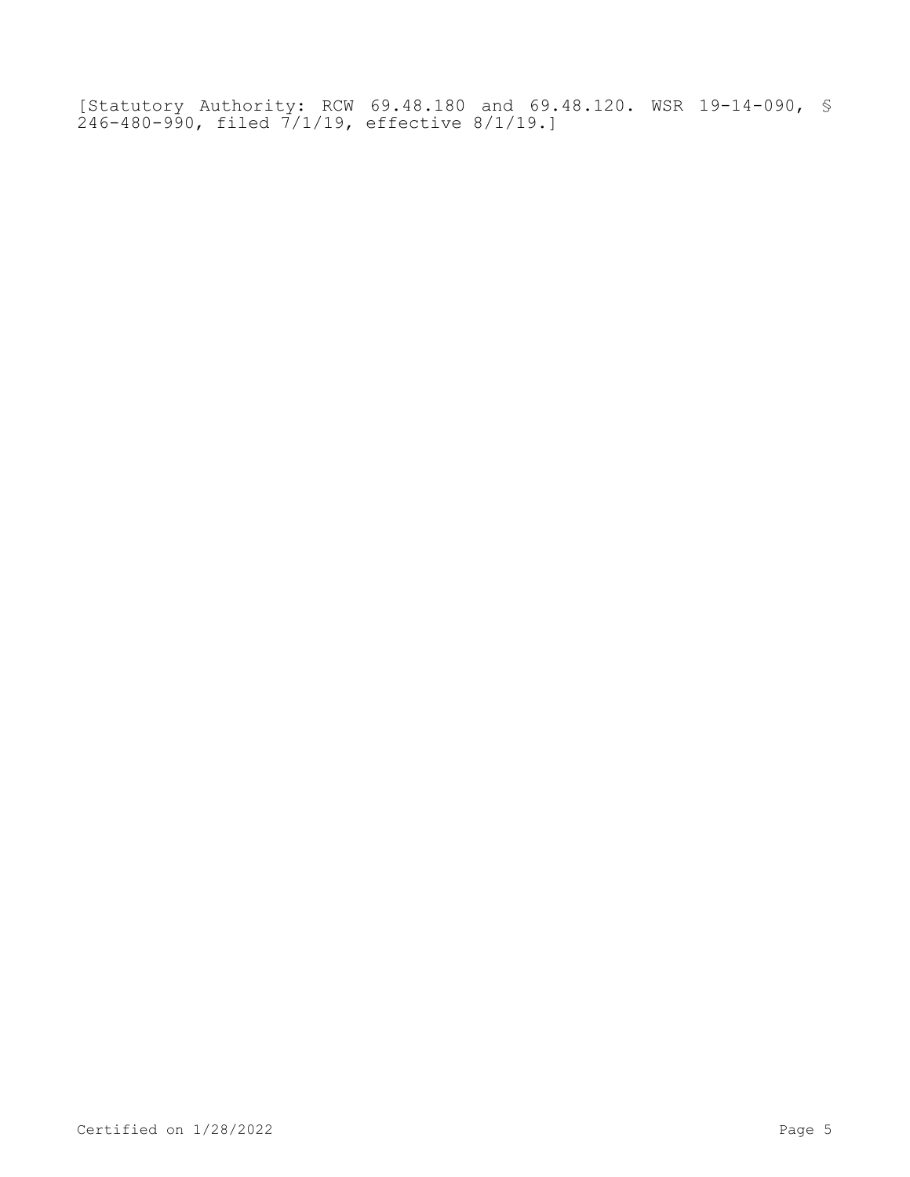[Statutory Authority: RCW 69.48.180 and 69.48.120. WSR 19-14-090, § 246-480-990, filed 7/1/19, effective 8/1/19.]